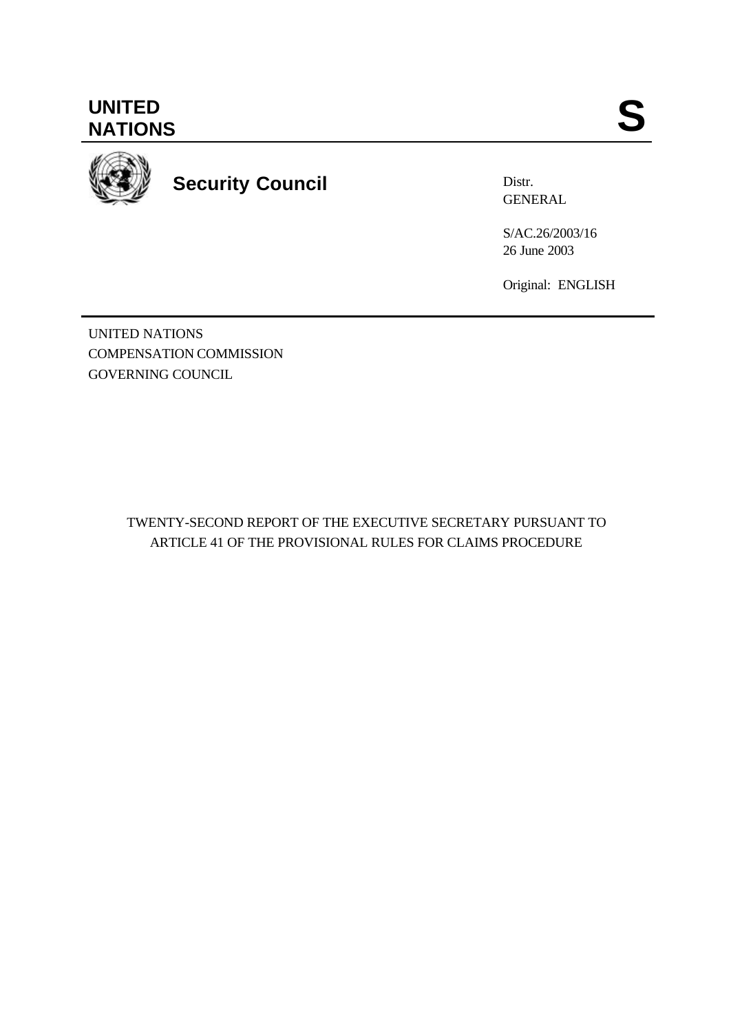# UNITED NATIONS

**S**

## Security Council

Distr.
GENERAL

S/AC.26/2003/16
26 June 2003

Original: ENGLISH

UNITED NATIONS
COMPENSATION COMMISSION
GOVERNING COUNCIL

TWENTY-SECOND REPORT OF THE EXECUTIVE SECRETARY PURSUANT TO ARTICLE 41 OF THE PROVISIONAL RULES FOR CLAIMS PROCEDURE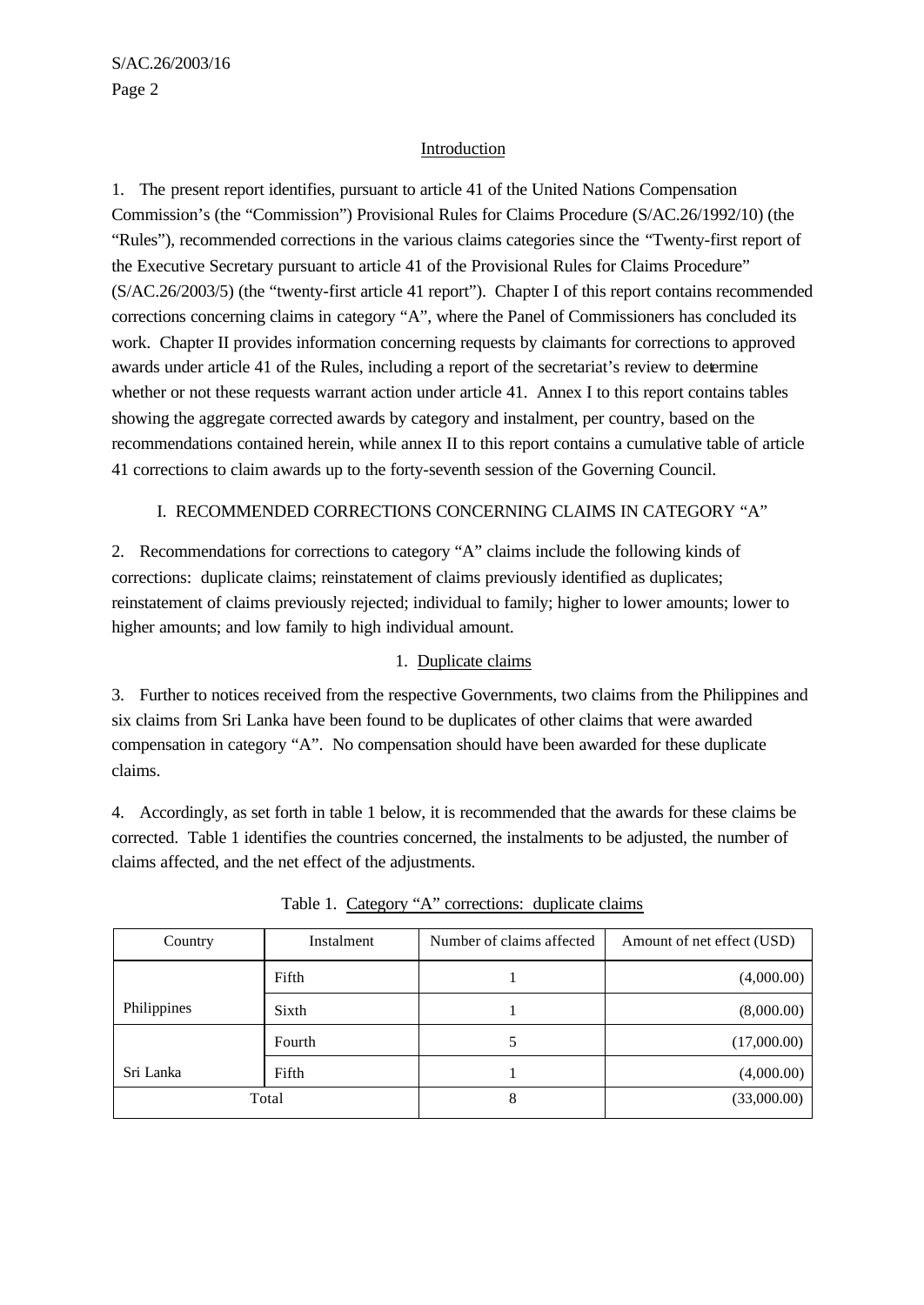## Introduction

1. The present report identifies, pursuant to article 41 of the United Nations Compensation Commission's (the "Commission") Provisional Rules for Claims Procedure (S/AC.26/1992/10) (the "Rules"), recommended corrections in the various claims categories since the "Twenty-first report of the Executive Secretary pursuant to article 41 of the Provisional Rules for Claims Procedure" (S/AC.26/2003/5) (the "twenty-first article 41 report"). Chapter I of this report contains recommended corrections concerning claims in category "A", where the Panel of Commissioners has concluded its work. Chapter II provides information concerning requests by claimants for corrections to approved awards under article 41 of the Rules, including a report of the secretariat's review to determine whether or not these requests warrant action under article 41. Annex I to this report contains tables showing the aggregate corrected awards by category and instalment, per country, based on the recommendations contained herein, while annex II to this report contains a cumulative table of article 41 corrections to claim awards up to the forty-seventh session of the Governing Council.

## I. RECOMMENDED CORRECTIONS CONCERNING CLAIMS IN CATEGORY "A"

2. Recommendations for corrections to category "A" claims include the following kinds of corrections: duplicate claims; reinstatement of claims previously identified as duplicates; reinstatement of claims previously rejected; individual to family; higher to lower amounts; lower to higher amounts; and low family to high individual amount.

### 1. Duplicate claims

3. Further to notices received from the respective Governments, two claims from the Philippines and six claims from Sri Lanka have been found to be duplicates of other claims that were awarded compensation in category "A". No compensation should have been awarded for these duplicate claims.

4. Accordingly, as set forth in table 1 below, it is recommended that the awards for these claims be corrected. Table 1 identifies the countries concerned, the instalments to be adjusted, the number of claims affected, and the net effect of the adjustments.

Table 1. Category "A" corrections: duplicate claims

| Country | Instalment | Number of claims affected | Amount of net effect (USD) |
|---|---|---|---|
| Philippines | Fifth | 1 | (4,000.00) |
| | Sixth | 1 | (8,000.00) |
| Sri Lanka | Fourth | 5 | (17,000.00) |
| | Fifth | 1 | (4,000.00) |
| Total | | 8 | (33,000.00) |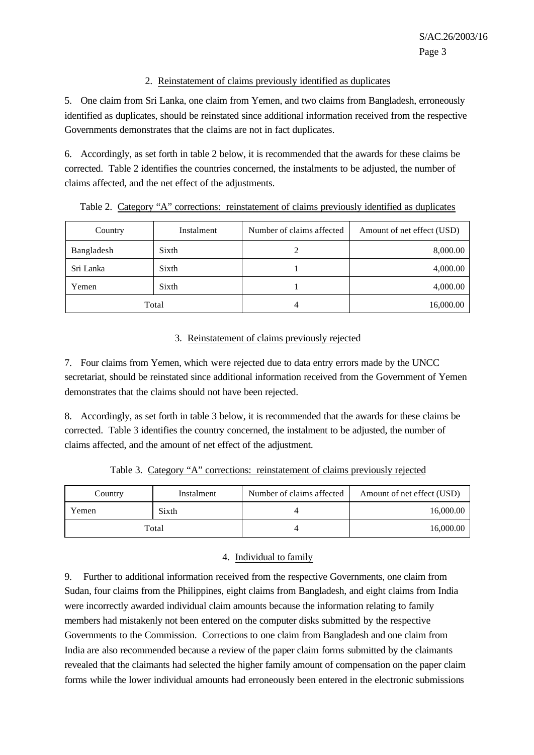### 2. Reinstatement of claims previously identified as duplicates

5. One claim from Sri Lanka, one claim from Yemen, and two claims from Bangladesh, erroneously identified as duplicates, should be reinstated since additional information received from the respective Governments demonstrates that the claims are not in fact duplicates.

6. Accordingly, as set forth in table 2 below, it is recommended that the awards for these claims be corrected. Table 2 identifies the countries concerned, the instalments to be adjusted, the number of claims affected, and the net effect of the adjustments.

Table 2. Category "A" corrections: reinstatement of claims previously identified as duplicates

| Country | Instalment | Number of claims affected | Amount of net effect (USD) |
|---|---|---|---|
| Bangladesh | Sixth | 2 | 8,000.00 |
| Sri Lanka | Sixth | 1 | 4,000.00 |
| Yemen | Sixth | 1 | 4,000.00 |
| Total | | 4 | 16,000.00 |

### 3. Reinstatement of claims previously rejected

7. Four claims from Yemen, which were rejected due to data entry errors made by the UNCC secretariat, should be reinstated since additional information received from the Government of Yemen demonstrates that the claims should not have been rejected.

8. Accordingly, as set forth in table 3 below, it is recommended that the awards for these claims be corrected. Table 3 identifies the country concerned, the instalment to be adjusted, the number of claims affected, and the amount of net effect of the adjustment.

Table 3. Category "A" corrections: reinstatement of claims previously rejected

| Country | Instalment | Number of claims affected | Amount of net effect (USD) |
|---|---|---|---|
| Yemen | Sixth | 4 | 16,000.00 |
| Total | | 4 | 16,000.00 |

### 4. Individual to family

9. Further to additional information received from the respective Governments, one claim from Sudan, four claims from the Philippines, eight claims from Bangladesh, and eight claims from India were incorrectly awarded individual claim amounts because the information relating to family members had mistakenly not been entered on the computer disks submitted by the respective Governments to the Commission. Corrections to one claim from Bangladesh and one claim from India are also recommended because a review of the paper claim forms submitted by the claimants revealed that the claimants had selected the higher family amount of compensation on the paper claim forms while the lower individual amounts had erroneously been entered in the electronic submissions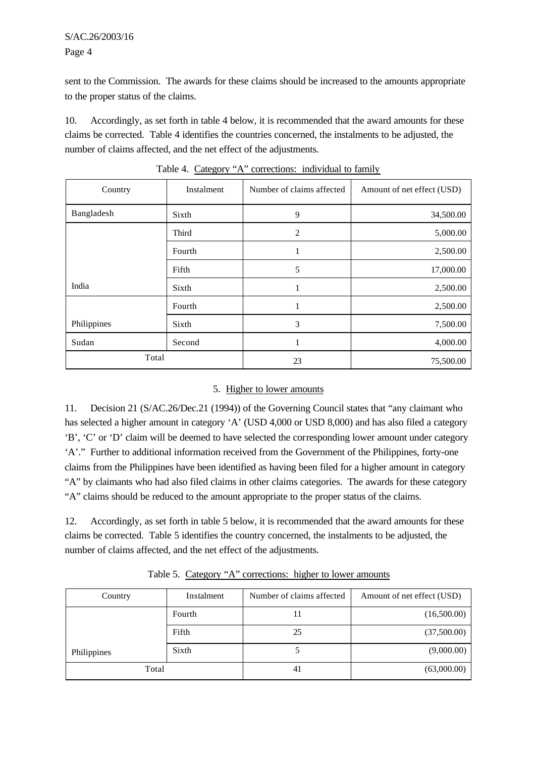sent to the Commission. The awards for these claims should be increased to the amounts appropriate to the proper status of the claims.

10. Accordingly, as set forth in table 4 below, it is recommended that the award amounts for these claims be corrected. Table 4 identifies the countries concerned, the instalments to be adjusted, the number of claims affected, and the net effect of the adjustments.

Table 4. Category "A" corrections: individual to family

| Country | Instalment | Number of claims affected | Amount of net effect (USD) |
|---|---|---|---|
| Bangladesh | Sixth | 9 | 34,500.00 |
| | Third | 2 | 5,000.00 |
| | Fourth | 1 | 2,500.00 |
| | Fifth | 5 | 17,000.00 |
| India | Sixth | 1 | 2,500.00 |
| | Fourth | 1 | 2,500.00 |
| Philippines | Sixth | 3 | 7,500.00 |
| Sudan | Second | 1 | 4,000.00 |
| Total | | 23 | 75,500.00 |

## 5. Higher to lower amounts

11. Decision 21 (S/AC.26/Dec.21 (1994)) of the Governing Council states that "any claimant who has selected a higher amount in category 'A' (USD 4,000 or USD 8,000) and has also filed a category 'B', 'C' or 'D' claim will be deemed to have selected the corresponding lower amount under category 'A'." Further to additional information received from the Government of the Philippines, forty-one claims from the Philippines have been identified as having been filed for a higher amount in category "A" by claimants who had also filed claims in other claims categories. The awards for these category "A" claims should be reduced to the amount appropriate to the proper status of the claims.

12. Accordingly, as set forth in table 5 below, it is recommended that the award amounts for these claims be corrected. Table 5 identifies the country concerned, the instalments to be adjusted, the number of claims affected, and the net effect of the adjustments.

Table 5. Category "A" corrections: higher to lower amounts

| Country | Instalment | Number of claims affected | Amount of net effect (USD) |
|---|---|---|---|
| | Fourth | 11 | (16,500.00) |
| | Fifth | 25 | (37,500.00) |
| Philippines | Sixth | 5 | (9,000.00) |
| Total | | 41 | (63,000.00) |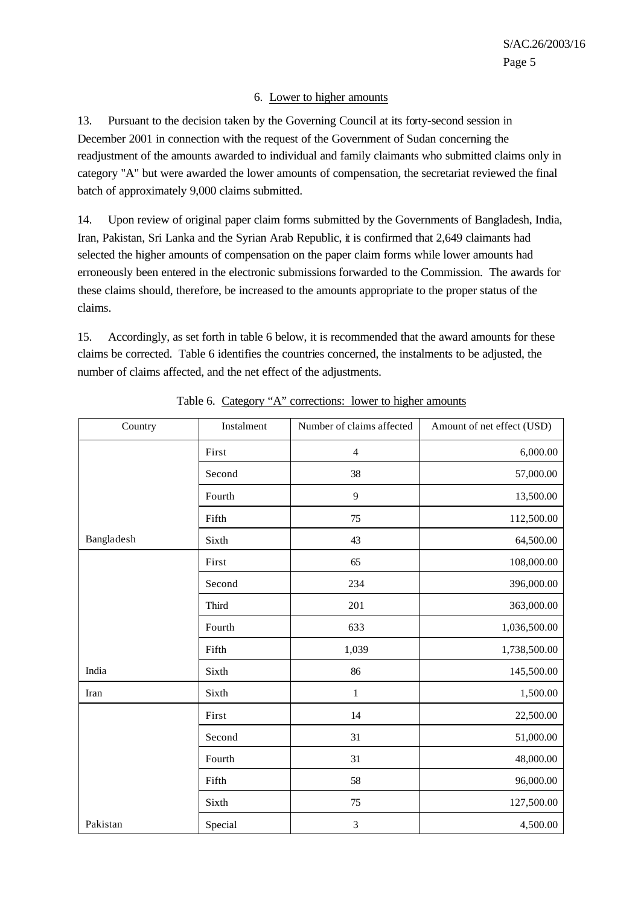### 6. Lower to higher amounts

13. Pursuant to the decision taken by the Governing Council at its forty-second session in December 2001 in connection with the request of the Government of Sudan concerning the readjustment of the amounts awarded to individual and family claimants who submitted claims only in category "A" but were awarded the lower amounts of compensation, the secretariat reviewed the final batch of approximately 9,000 claims submitted.

14. Upon review of original paper claim forms submitted by the Governments of Bangladesh, India, Iran, Pakistan, Sri Lanka and the Syrian Arab Republic, it is confirmed that 2,649 claimants had selected the higher amounts of compensation on the paper claim forms while lower amounts had erroneously been entered in the electronic submissions forwarded to the Commission. The awards for these claims should, therefore, be increased to the amounts appropriate to the proper status of the claims.

15. Accordingly, as set forth in table 6 below, it is recommended that the award amounts for these claims be corrected. Table 6 identifies the countries concerned, the instalments to be adjusted, the number of claims affected, and the net effect of the adjustments.

Table 6. Category "A" corrections: lower to higher amounts

| Country | Instalment | Number of claims affected | Amount of net effect (USD) |
|---|---|---|---|
| | First | 4 | 6,000.00 |
| | Second | 38 | 57,000.00 |
| | Fourth | 9 | 13,500.00 |
| | Fifth | 75 | 112,500.00 |
| Bangladesh | Sixth | 43 | 64,500.00 |
| | First | 65 | 108,000.00 |
| | Second | 234 | 396,000.00 |
| | Third | 201 | 363,000.00 |
| | Fourth | 633 | 1,036,500.00 |
| | Fifth | 1,039 | 1,738,500.00 |
| India | Sixth | 86 | 145,500.00 |
| Iran | Sixth | 1 | 1,500.00 |
| | First | 14 | 22,500.00 |
| | Second | 31 | 51,000.00 |
| | Fourth | 31 | 48,000.00 |
| | Fifth | 58 | 96,000.00 |
| | Sixth | 75 | 127,500.00 |
| Pakistan | Special | 3 | 4,500.00 |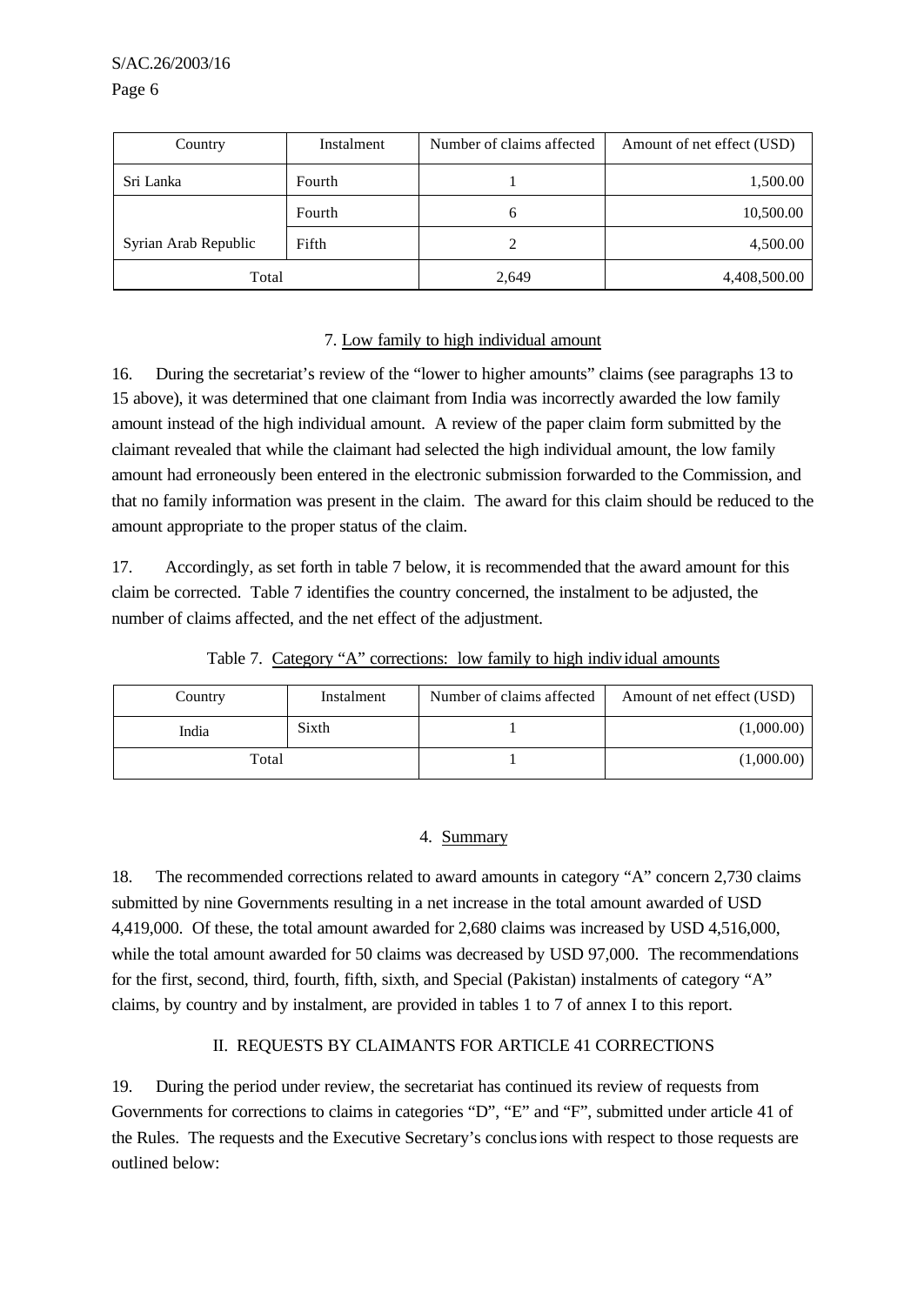| Country | Instalment | Number of claims affected | Amount of net effect (USD) |
|---|---|---|---|
| Sri Lanka | Fourth | 1 | 1,500.00 |
| Syrian Arab Republic | Fourth | 6 | 10,500.00 |
| | Fifth | 2 | 4,500.00 |
| Total | | 2,649 | 4,408,500.00 |

### 7. Low family to high individual amount

16. During the secretariat's review of the "lower to higher amounts" claims (see paragraphs 13 to 15 above), it was determined that one claimant from India was incorrectly awarded the low family amount instead of the high individual amount. A review of the paper claim form submitted by the claimant revealed that while the claimant had selected the high individual amount, the low family amount had erroneously been entered in the electronic submission forwarded to the Commission, and that no family information was present in the claim. The award for this claim should be reduced to the amount appropriate to the proper status of the claim.

17. Accordingly, as set forth in table 7 below, it is recommended that the award amount for this claim be corrected. Table 7 identifies the country concerned, the instalment to be adjusted, the number of claims affected, and the net effect of the adjustment.

Table 7. Category "A" corrections: low family to high individual amounts

| Country | Instalment | Number of claims affected | Amount of net effect (USD) |
|---|---|---|---|
| India | Sixth | 1 | (1,000.00) |
| Total | | 1 | (1,000.00) |

### 4. Summary

18. The recommended corrections related to award amounts in category "A" concern 2,730 claims submitted by nine Governments resulting in a net increase in the total amount awarded of USD 4,419,000. Of these, the total amount awarded for 2,680 claims was increased by USD 4,516,000, while the total amount awarded for 50 claims was decreased by USD 97,000. The recommendations for the first, second, third, fourth, fifth, sixth, and Special (Pakistan) instalments of category "A" claims, by country and by instalment, are provided in tables 1 to 7 of annex I to this report.

## II. REQUESTS BY CLAIMANTS FOR ARTICLE 41 CORRECTIONS

19. During the period under review, the secretariat has continued its review of requests from Governments for corrections to claims in categories "D", "E" and "F", submitted under article 41 of the Rules. The requests and the Executive Secretary's conclusions with respect to those requests are outlined below: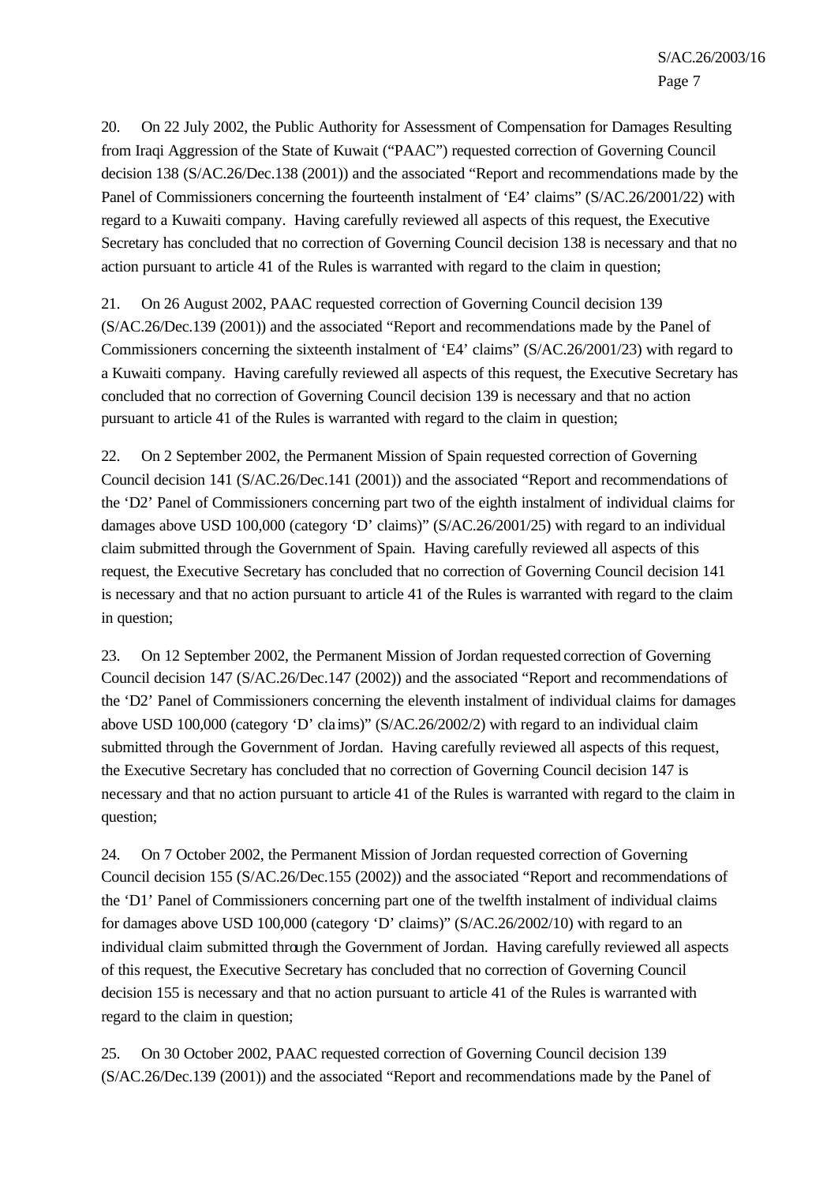20. On 22 July 2002, the Public Authority for Assessment of Compensation for Damages Resulting from Iraqi Aggression of the State of Kuwait ("PAAC") requested correction of Governing Council decision 138 (S/AC.26/Dec.138 (2001)) and the associated "Report and recommendations made by the Panel of Commissioners concerning the fourteenth instalment of 'E4' claims" (S/AC.26/2001/22) with regard to a Kuwaiti company. Having carefully reviewed all aspects of this request, the Executive Secretary has concluded that no correction of Governing Council decision 138 is necessary and that no action pursuant to article 41 of the Rules is warranted with regard to the claim in question;

21. On 26 August 2002, PAAC requested correction of Governing Council decision 139 (S/AC.26/Dec.139 (2001)) and the associated "Report and recommendations made by the Panel of Commissioners concerning the sixteenth instalment of 'E4' claims" (S/AC.26/2001/23) with regard to a Kuwaiti company. Having carefully reviewed all aspects of this request, the Executive Secretary has concluded that no correction of Governing Council decision 139 is necessary and that no action pursuant to article 41 of the Rules is warranted with regard to the claim in question;

22. On 2 September 2002, the Permanent Mission of Spain requested correction of Governing Council decision 141 (S/AC.26/Dec.141 (2001)) and the associated "Report and recommendations of the 'D2' Panel of Commissioners concerning part two of the eighth instalment of individual claims for damages above USD 100,000 (category 'D' claims)" (S/AC.26/2001/25) with regard to an individual claim submitted through the Government of Spain. Having carefully reviewed all aspects of this request, the Executive Secretary has concluded that no correction of Governing Council decision 141 is necessary and that no action pursuant to article 41 of the Rules is warranted with regard to the claim in question;

23. On 12 September 2002, the Permanent Mission of Jordan requested correction of Governing Council decision 147 (S/AC.26/Dec.147 (2002)) and the associated "Report and recommendations of the 'D2' Panel of Commissioners concerning the eleventh instalment of individual claims for damages above USD 100,000 (category 'D' claims)" (S/AC.26/2002/2) with regard to an individual claim submitted through the Government of Jordan. Having carefully reviewed all aspects of this request, the Executive Secretary has concluded that no correction of Governing Council decision 147 is necessary and that no action pursuant to article 41 of the Rules is warranted with regard to the claim in question;

24. On 7 October 2002, the Permanent Mission of Jordan requested correction of Governing Council decision 155 (S/AC.26/Dec.155 (2002)) and the associated "Report and recommendations of the 'D1' Panel of Commissioners concerning part one of the twelfth instalment of individual claims for damages above USD 100,000 (category 'D' claims)" (S/AC.26/2002/10) with regard to an individual claim submitted through the Government of Jordan. Having carefully reviewed all aspects of this request, the Executive Secretary has concluded that no correction of Governing Council decision 155 is necessary and that no action pursuant to article 41 of the Rules is warranted with regard to the claim in question;

25. On 30 October 2002, PAAC requested correction of Governing Council decision 139 (S/AC.26/Dec.139 (2001)) and the associated "Report and recommendations made by the Panel of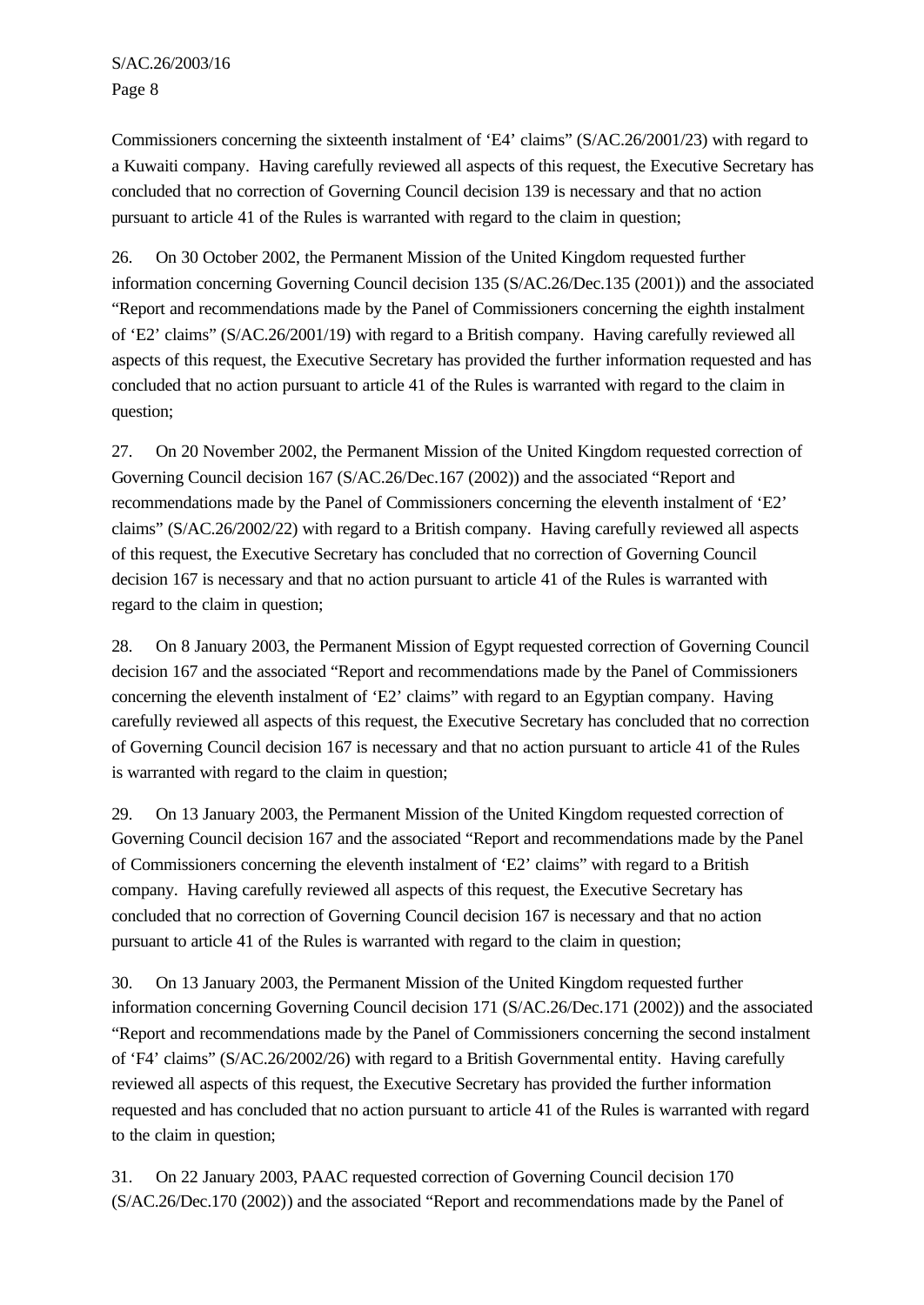Commissioners concerning the sixteenth instalment of 'E4' claims" (S/AC.26/2001/23) with regard to a Kuwaiti company. Having carefully reviewed all aspects of this request, the Executive Secretary has concluded that no correction of Governing Council decision 139 is necessary and that no action pursuant to article 41 of the Rules is warranted with regard to the claim in question;

26. On 30 October 2002, the Permanent Mission of the United Kingdom requested further information concerning Governing Council decision 135 (S/AC.26/Dec.135 (2001)) and the associated "Report and recommendations made by the Panel of Commissioners concerning the eighth instalment of 'E2' claims" (S/AC.26/2001/19) with regard to a British company. Having carefully reviewed all aspects of this request, the Executive Secretary has provided the further information requested and has concluded that no action pursuant to article 41 of the Rules is warranted with regard to the claim in question;

27. On 20 November 2002, the Permanent Mission of the United Kingdom requested correction of Governing Council decision 167 (S/AC.26/Dec.167 (2002)) and the associated "Report and recommendations made by the Panel of Commissioners concerning the eleventh instalment of 'E2' claims" (S/AC.26/2002/22) with regard to a British company. Having carefully reviewed all aspects of this request, the Executive Secretary has concluded that no correction of Governing Council decision 167 is necessary and that no action pursuant to article 41 of the Rules is warranted with regard to the claim in question;

28. On 8 January 2003, the Permanent Mission of Egypt requested correction of Governing Council decision 167 and the associated "Report and recommendations made by the Panel of Commissioners concerning the eleventh instalment of 'E2' claims" with regard to an Egyptian company. Having carefully reviewed all aspects of this request, the Executive Secretary has concluded that no correction of Governing Council decision 167 is necessary and that no action pursuant to article 41 of the Rules is warranted with regard to the claim in question;

29. On 13 January 2003, the Permanent Mission of the United Kingdom requested correction of Governing Council decision 167 and the associated "Report and recommendations made by the Panel of Commissioners concerning the eleventh instalment of 'E2' claims" with regard to a British company. Having carefully reviewed all aspects of this request, the Executive Secretary has concluded that no correction of Governing Council decision 167 is necessary and that no action pursuant to article 41 of the Rules is warranted with regard to the claim in question;

30. On 13 January 2003, the Permanent Mission of the United Kingdom requested further information concerning Governing Council decision 171 (S/AC.26/Dec.171 (2002)) and the associated "Report and recommendations made by the Panel of Commissioners concerning the second instalment of 'F4' claims" (S/AC.26/2002/26) with regard to a British Governmental entity. Having carefully reviewed all aspects of this request, the Executive Secretary has provided the further information requested and has concluded that no action pursuant to article 41 of the Rules is warranted with regard to the claim in question;

31. On 22 January 2003, PAAC requested correction of Governing Council decision 170 (S/AC.26/Dec.170 (2002)) and the associated "Report and recommendations made by the Panel of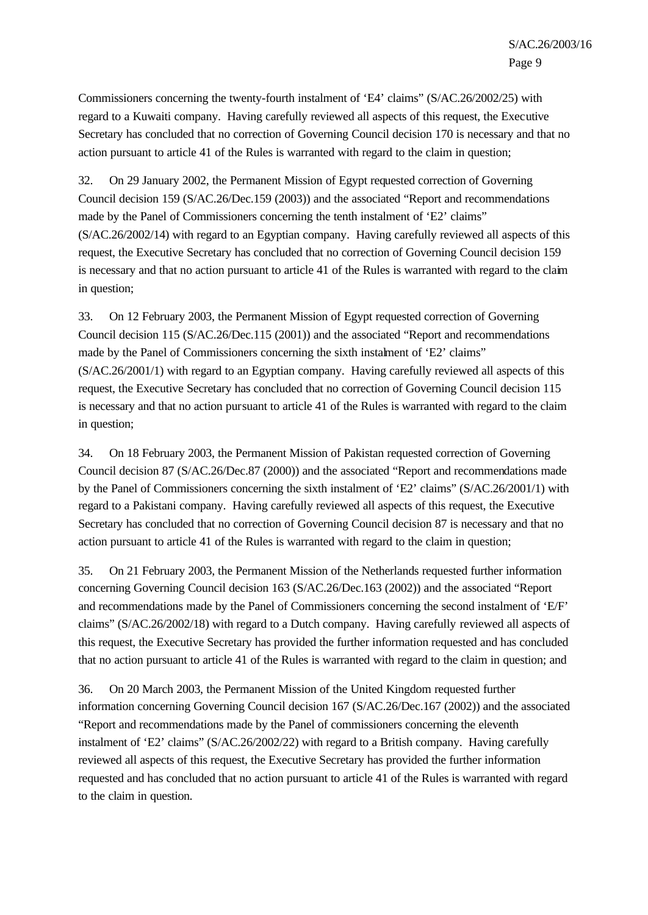Commissioners concerning the twenty-fourth instalment of 'E4' claims" (S/AC.26/2002/25) with regard to a Kuwaiti company. Having carefully reviewed all aspects of this request, the Executive Secretary has concluded that no correction of Governing Council decision 170 is necessary and that no action pursuant to article 41 of the Rules is warranted with regard to the claim in question;

32. On 29 January 2002, the Permanent Mission of Egypt requested correction of Governing Council decision 159 (S/AC.26/Dec.159 (2003)) and the associated "Report and recommendations made by the Panel of Commissioners concerning the tenth instalment of 'E2' claims" (S/AC.26/2002/14) with regard to an Egyptian company. Having carefully reviewed all aspects of this request, the Executive Secretary has concluded that no correction of Governing Council decision 159 is necessary and that no action pursuant to article 41 of the Rules is warranted with regard to the claim in question;

33. On 12 February 2003, the Permanent Mission of Egypt requested correction of Governing Council decision 115 (S/AC.26/Dec.115 (2001)) and the associated "Report and recommendations made by the Panel of Commissioners concerning the sixth instalment of 'E2' claims" (S/AC.26/2001/1) with regard to an Egyptian company. Having carefully reviewed all aspects of this request, the Executive Secretary has concluded that no correction of Governing Council decision 115 is necessary and that no action pursuant to article 41 of the Rules is warranted with regard to the claim in question;

34. On 18 February 2003, the Permanent Mission of Pakistan requested correction of Governing Council decision 87 (S/AC.26/Dec.87 (2000)) and the associated "Report and recommendations made by the Panel of Commissioners concerning the sixth instalment of 'E2' claims" (S/AC.26/2001/1) with regard to a Pakistani company. Having carefully reviewed all aspects of this request, the Executive Secretary has concluded that no correction of Governing Council decision 87 is necessary and that no action pursuant to article 41 of the Rules is warranted with regard to the claim in question;

35. On 21 February 2003, the Permanent Mission of the Netherlands requested further information concerning Governing Council decision 163 (S/AC.26/Dec.163 (2002)) and the associated "Report and recommendations made by the Panel of Commissioners concerning the second instalment of 'E/F' claims" (S/AC.26/2002/18) with regard to a Dutch company. Having carefully reviewed all aspects of this request, the Executive Secretary has provided the further information requested and has concluded that no action pursuant to article 41 of the Rules is warranted with regard to the claim in question; and

36. On 20 March 2003, the Permanent Mission of the United Kingdom requested further information concerning Governing Council decision 167 (S/AC.26/Dec.167 (2002)) and the associated "Report and recommendations made by the Panel of commissioners concerning the eleventh instalment of 'E2' claims" (S/AC.26/2002/22) with regard to a British company. Having carefully reviewed all aspects of this request, the Executive Secretary has provided the further information requested and has concluded that no action pursuant to article 41 of the Rules is warranted with regard to the claim in question.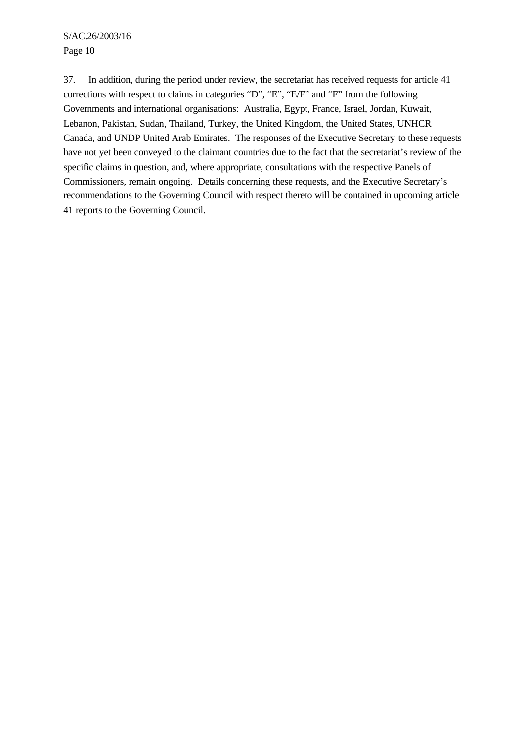37. In addition, during the period under review, the secretariat has received requests for article 41 corrections with respect to claims in categories "D", "E", "E/F" and "F" from the following Governments and international organisations: Australia, Egypt, France, Israel, Jordan, Kuwait, Lebanon, Pakistan, Sudan, Thailand, Turkey, the United Kingdom, the United States, UNHCR Canada, and UNDP United Arab Emirates. The responses of the Executive Secretary to these requests have not yet been conveyed to the claimant countries due to the fact that the secretariat's review of the specific claims in question, and, where appropriate, consultations with the respective Panels of Commissioners, remain ongoing. Details concerning these requests, and the Executive Secretary's recommendations to the Governing Council with respect thereto will be contained in upcoming article 41 reports to the Governing Council.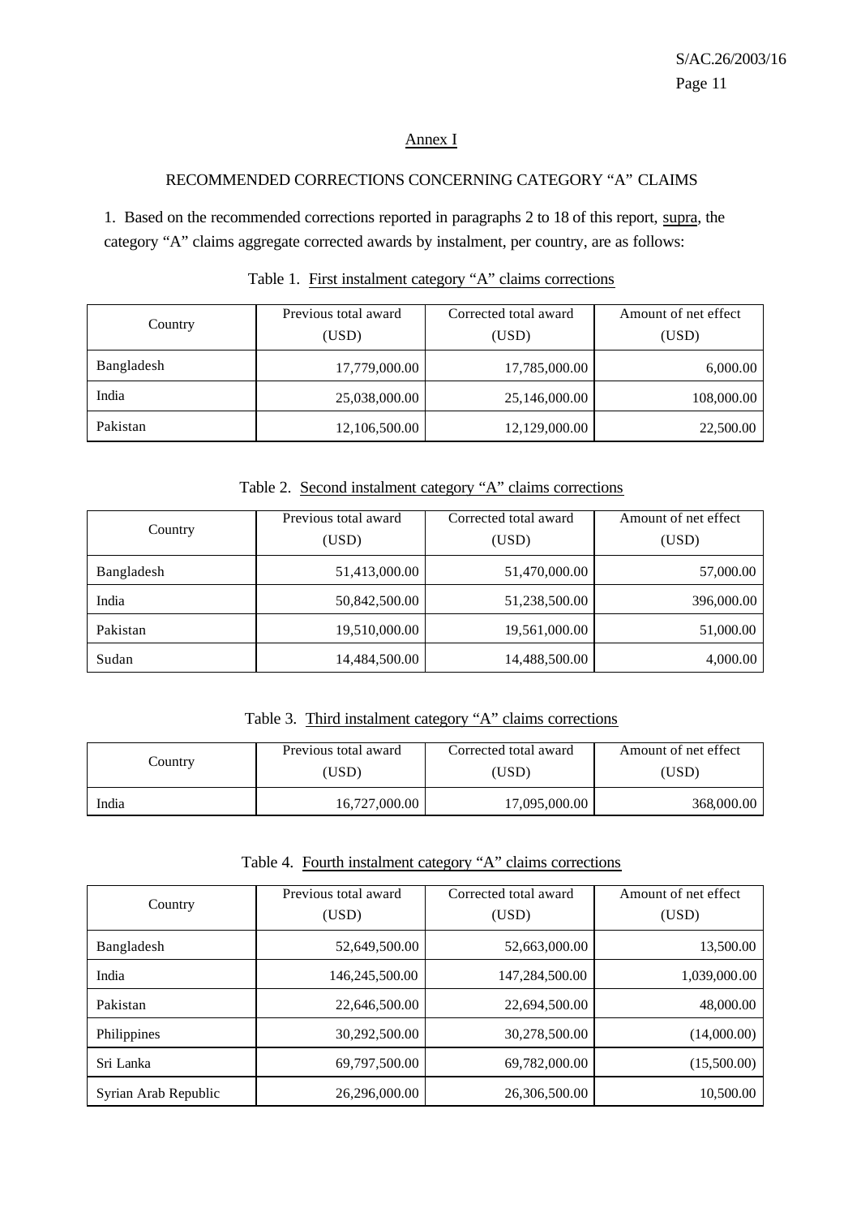## Annex I

### RECOMMENDED CORRECTIONS CONCERNING CATEGORY "A" CLAIMS

1. Based on the recommended corrections reported in paragraphs 2 to 18 of this report, supra, the category "A" claims aggregate corrected awards by instalment, per country, are as follows:

Table 1. First instalment category "A" claims corrections

| Country | Previous total award (USD) | Corrected total award (USD) | Amount of net effect (USD) |
|---|---|---|---|
| Bangladesh | 17,779,000.00 | 17,785,000.00 | 6,000.00 |
| India | 25,038,000.00 | 25,146,000.00 | 108,000.00 |
| Pakistan | 12,106,500.00 | 12,129,000.00 | 22,500.00 |

Table 2. Second instalment category "A" claims corrections

| Country | Previous total award (USD) | Corrected total award (USD) | Amount of net effect (USD) |
|---|---|---|---|
| Bangladesh | 51,413,000.00 | 51,470,000.00 | 57,000.00 |
| India | 50,842,500.00 | 51,238,500.00 | 396,000.00 |
| Pakistan | 19,510,000.00 | 19,561,000.00 | 51,000.00 |
| Sudan | 14,484,500.00 | 14,488,500.00 | 4,000.00 |

Table 3. Third instalment category "A" claims corrections

| Country | Previous total award (USD) | Corrected total award (USD) | Amount of net effect (USD) |
|---|---|---|---|
| India | 16,727,000.00 | 17,095,000.00 | 368,000.00 |

Table 4. Fourth instalment category "A" claims corrections

| Country | Previous total award (USD) | Corrected total award (USD) | Amount of net effect (USD) |
|---|---|---|---|
| Bangladesh | 52,649,500.00 | 52,663,000.00 | 13,500.00 |
| India | 146,245,500.00 | 147,284,500.00 | 1,039,000.00 |
| Pakistan | 22,646,500.00 | 22,694,500.00 | 48,000.00 |
| Philippines | 30,292,500.00 | 30,278,500.00 | (14,000.00) |
| Sri Lanka | 69,797,500.00 | 69,782,000.00 | (15,500.00) |
| Syrian Arab Republic | 26,296,000.00 | 26,306,500.00 | 10,500.00 |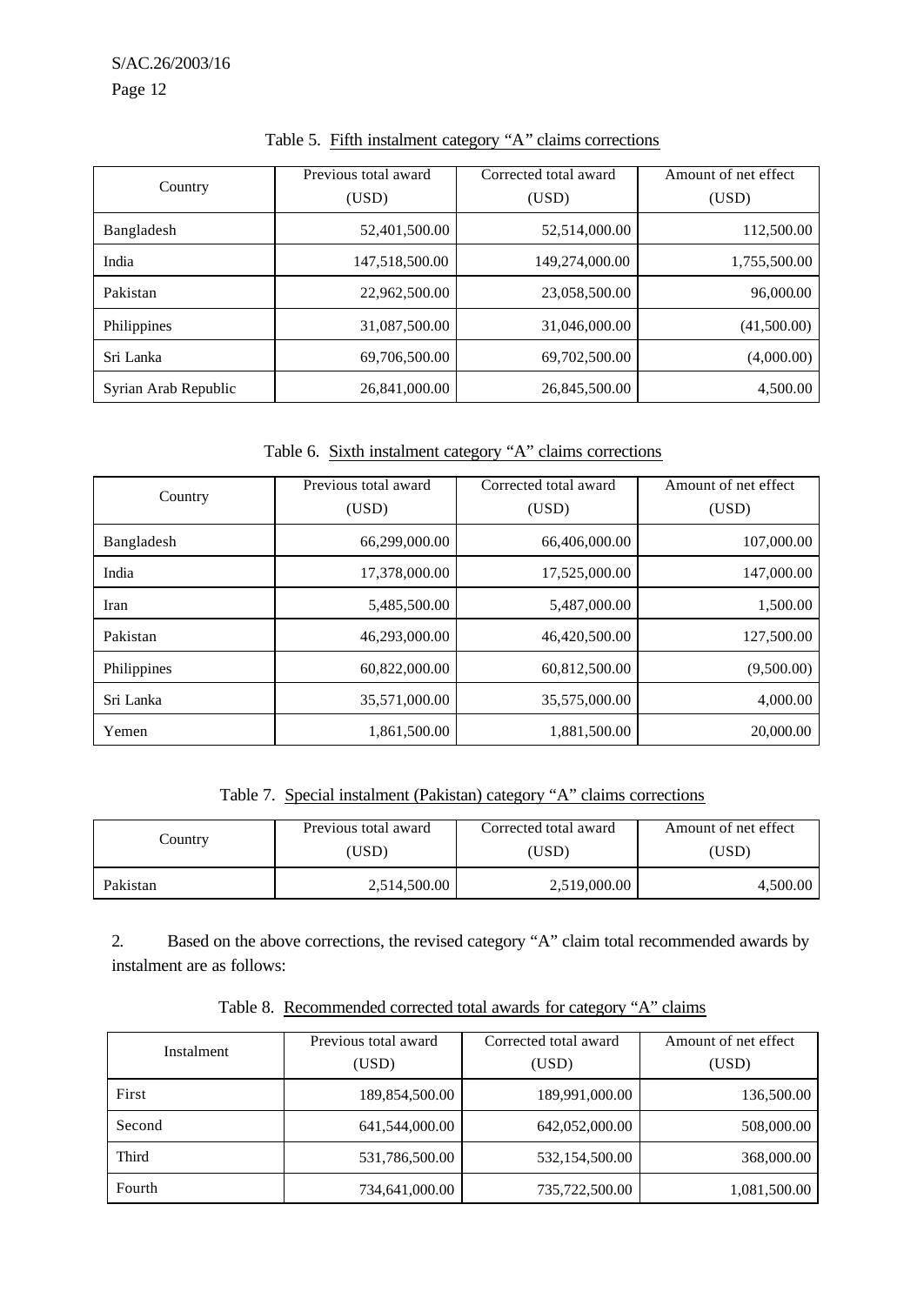Table 5. Fifth instalment category "A" claims corrections

| Country | Previous total award (USD) | Corrected total award (USD) | Amount of net effect (USD) |
|---|---|---|---|
| Bangladesh | 52,401,500.00 | 52,514,000.00 | 112,500.00 |
| India | 147,518,500.00 | 149,274,000.00 | 1,755,500.00 |
| Pakistan | 22,962,500.00 | 23,058,500.00 | 96,000.00 |
| Philippines | 31,087,500.00 | 31,046,000.00 | (41,500.00) |
| Sri Lanka | 69,706,500.00 | 69,702,500.00 | (4,000.00) |
| Syrian Arab Republic | 26,841,000.00 | 26,845,500.00 | 4,500.00 |

Table 6. Sixth instalment category "A" claims corrections

| Country | Previous total award (USD) | Corrected total award (USD) | Amount of net effect (USD) |
|---|---|---|---|
| Bangladesh | 66,299,000.00 | 66,406,000.00 | 107,000.00 |
| India | 17,378,000.00 | 17,525,000.00 | 147,000.00 |
| Iran | 5,485,500.00 | 5,487,000.00 | 1,500.00 |
| Pakistan | 46,293,000.00 | 46,420,500.00 | 127,500.00 |
| Philippines | 60,822,000.00 | 60,812,500.00 | (9,500.00) |
| Sri Lanka | 35,571,000.00 | 35,575,000.00 | 4,000.00 |
| Yemen | 1,861,500.00 | 1,881,500.00 | 20,000.00 |

Table 7. Special instalment (Pakistan) category "A" claims corrections

| Country | Previous total award (USD) | Corrected total award (USD) | Amount of net effect (USD) |
|---|---|---|---|
| Pakistan | 2,514,500.00 | 2,519,000.00 | 4,500.00 |

2. Based on the above corrections, the revised category "A" claim total recommended awards by instalment are as follows:

Table 8. Recommended corrected total awards for category "A" claims

| Instalment | Previous total award (USD) | Corrected total award (USD) | Amount of net effect (USD) |
|---|---|---|---|
| First | 189,854,500.00 | 189,991,000.00 | 136,500.00 |
| Second | 641,544,000.00 | 642,052,000.00 | 508,000.00 |
| Third | 531,786,500.00 | 532,154,500.00 | 368,000.00 |
| Fourth | 734,641,000.00 | 735,722,500.00 | 1,081,500.00 |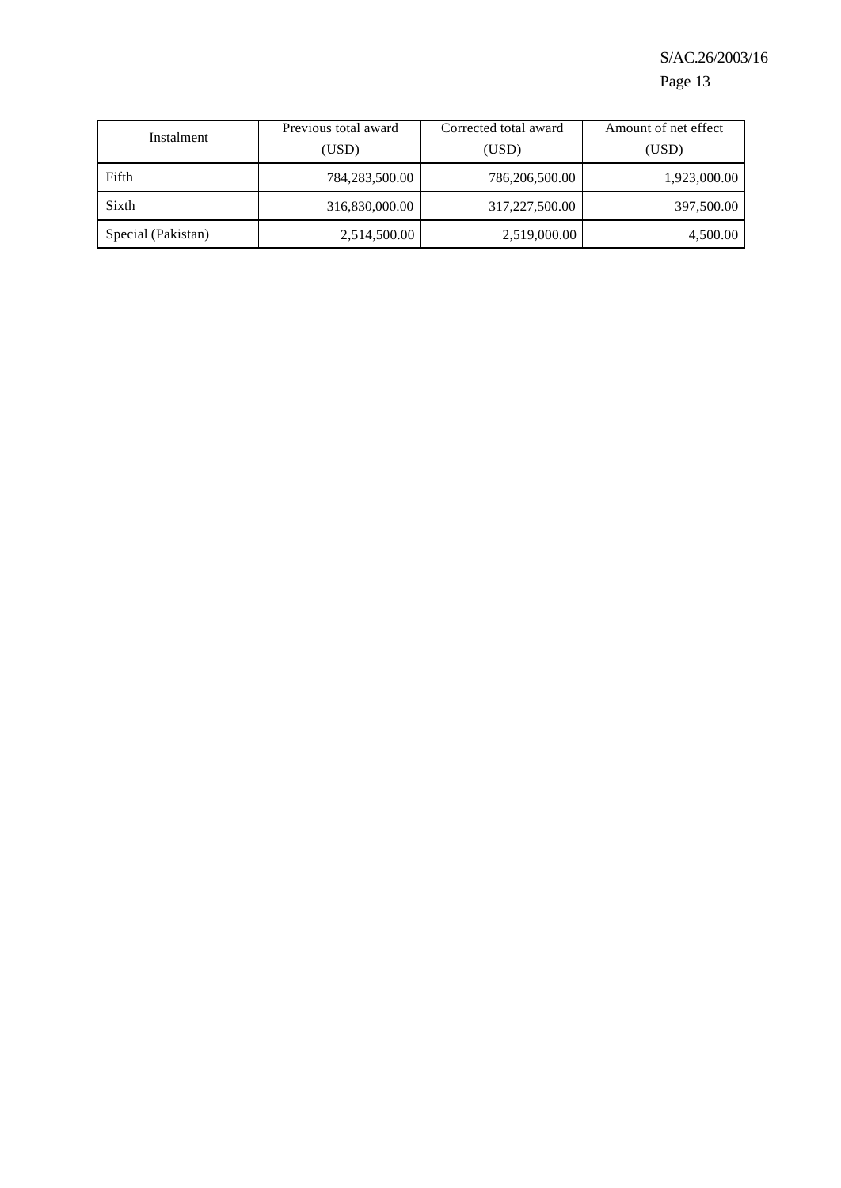| Instalment | Previous total award (USD) | Corrected total award (USD) | Amount of net effect (USD) |
|---|---|---|---|
| Fifth | 784,283,500.00 | 786,206,500.00 | 1,923,000.00 |
| Sixth | 316,830,000.00 | 317,227,500.00 | 397,500.00 |
| Special (Pakistan) | 2,514,500.00 | 2,519,000.00 | 4,500.00 |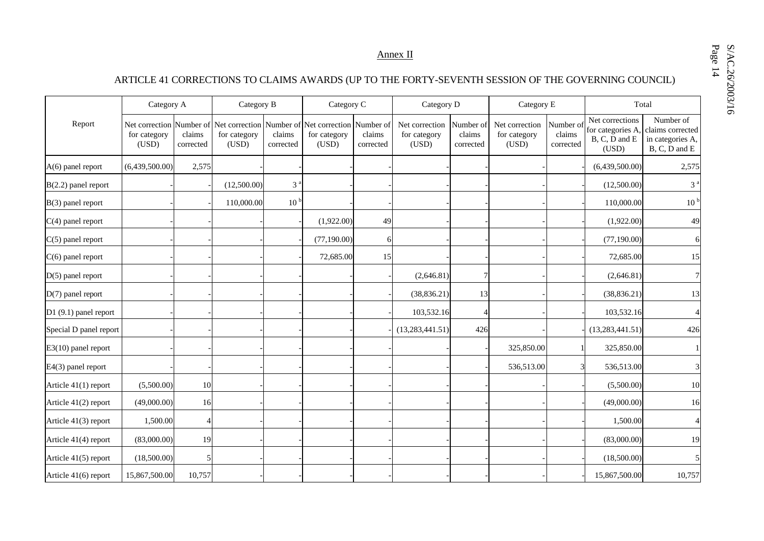## Annex II

### ARTICLE 41 CORRECTIONS TO CLAIMS AWARDS (UP TO THE FORTY-SEVENTH SESSION OF THE GOVERNING COUNCIL)

| Report | Category A | | Category B | | Category C | | Category D | | Category E | | Total | |
|---|---|---|---|---|---|---|---|---|---|---|---|---|
| | Net correction for category (USD) | Number of claims corrected | Net correction for category (USD) | Number of claims corrected | Net correction for category (USD) | Number of claims corrected | Net correction for category (USD) | Number of claims corrected | Net correction for category (USD) | Number of claims corrected | Net corrections for categories A, B, C, D and E (USD) | Number of claims corrected in categories A, B, C, D and E |
| A(6) panel report | (6,439,500.00) | 2,575 | - | - | - | - | - | - | - | - | (6,439,500.00) | 2,575 |
| B(2.2) panel report | - | - | (12,500.00) | 3 [a] | - | - | - | - | - | - | (12,500.00) | 3 [a] |
| B(3) panel report | - | - | 110,000.00 | 10 [b] | - | - | - | - | - | - | 110,000.00 | 10 [b] |
| C(4) panel report | - | - | - | - | (1,922.00) | 49 | - | - | - | - | (1,922.00) | 49 |
| C(5) panel report | - | - | - | - | (77,190.00) | 6 | - | - | - | - | (77,190.00) | 6 |
| C(6) panel report | - | - | - | - | 72,685.00 | 15 | - | - | - | - | 72,685.00 | 15 |
| D(5) panel report | - | - | - | - | - | - | (2,646.81) | 7 | - | - | (2,646.81) | 7 |
| D(7) panel report | - | - | - | - | - | - | (38,836.21) | 13 | - | - | (38,836.21) | 13 |
| D1 (9.1) panel report | - | - | - | - | - | - | 103,532.16 | 4 | - | - | 103,532.16 | 4 |
| Special D panel report | - | - | - | - | - | - | (13,283,441.51) | 426 | - | - | (13,283,441.51) | 426 |
| E3(10) panel report | - | - | - | - | - | - | - | - | 325,850.00 | 1 | 325,850.00 | 1 |
| E4(3) panel report | - | - | - | - | - | - | - | - | 536,513.00 | 3 | 536,513.00 | 3 |
| Article 41(1) report | (5,500.00) | 10 | - | - | - | - | - | - | - | - | (5,500.00) | 10 |
| Article 41(2) report | (49,000.00) | 16 | - | - | - | - | - | - | - | - | (49,000.00) | 16 |
| Article 41(3) report | 1,500.00 | 4 | - | - | - | - | - | - | - | - | 1,500.00 | 4 |
| Article 41(4) report | (83,000.00) | 19 | - | - | - | - | - | - | - | - | (83,000.00) | 19 |
| Article 41(5) report | (18,500.00) | 5 | - | - | - | - | - | - | - | - | (18,500.00) | 5 |
| Article 41(6) report | 15,867,500.00 | 10,757 | - | - | - | - | - | - | - | - | 15,867,500.00 | 10,757 |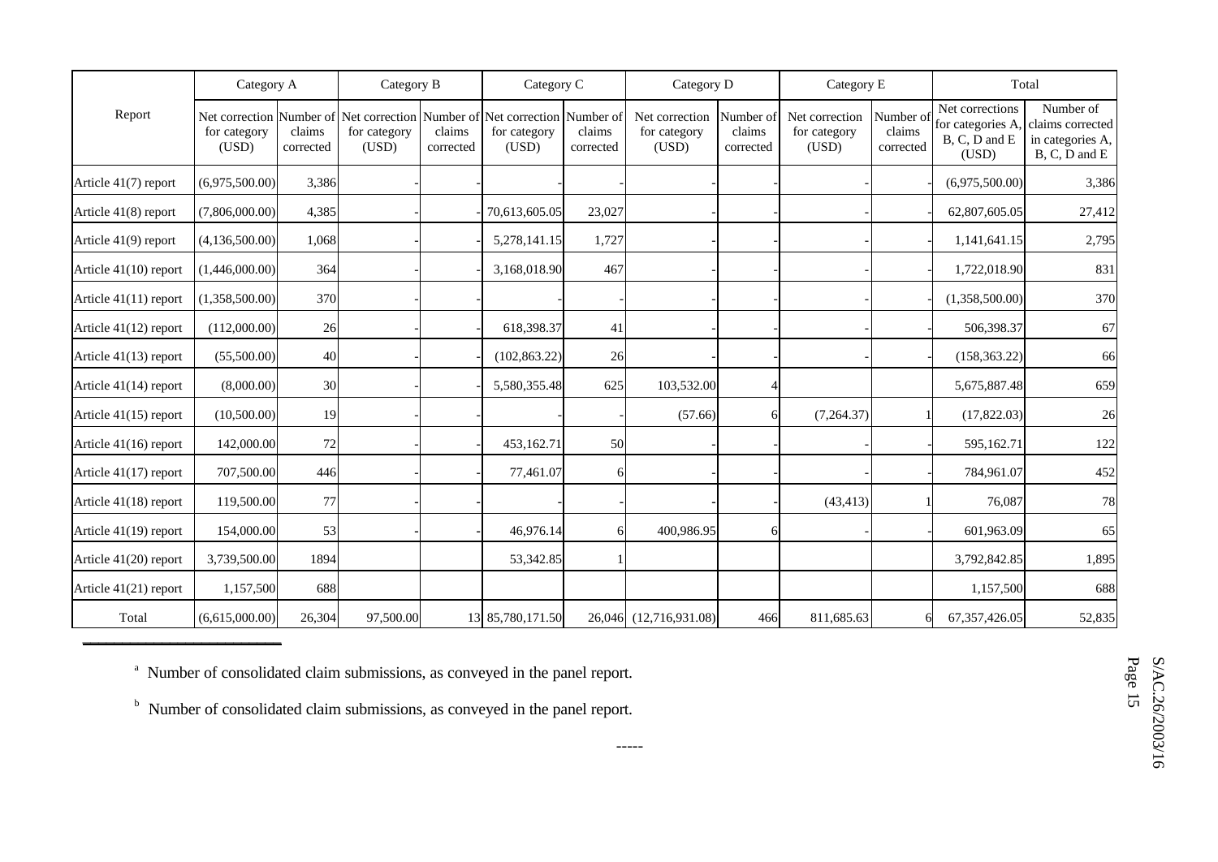| Report | Category A | | Category B | | Category C | | Category D | | Category E | | Total | |
|---|---|---|---|---|---|---|---|---|---|---|---|---|
| | Net correction for category (USD) | Number of claims corrected | Net correction for category (USD) | Number of claims corrected | Net correction for category (USD) | Number of claims corrected | Net correction for category (USD) | Number of claims corrected | Net correction for category (USD) | Number of claims corrected | Net corrections for categories A, B, C, D and E (USD) | Number of claims corrected in categories A, B, C, D and E |
| Article 41(7) report | (6,975,500.00) | 3,386 | - | - | - | - | - | - | - | - | (6,975,500.00) | 3,386 |
| Article 41(8) report | (7,806,000.00) | 4,385 | - | - | 70,613,605.05 | 23,027 | - | - | - | - | 62,807,605.05 | 27,412 |
| Article 41(9) report | (4,136,500.00) | 1,068 | - | - | 5,278,141.15 | 1,727 | - | - | - | - | 1,141,641.15 | 2,795 |
| Article 41(10) report | (1,446,000.00) | 364 | - | - | 3,168,018.90 | 467 | - | - | - | - | 1,722,018.90 | 831 |
| Article 41(11) report | (1,358,500.00) | 370 | - | - | - | - | - | - | - | - | (1,358,500.00) | 370 |
| Article 41(12) report | (112,000.00) | 26 | - | - | 618,398.37 | 41 | - | - | - | - | 506,398.37 | 67 |
| Article 41(13) report | (55,500.00) | 40 | - | - | (102,863.22) | 26 | - | - | - | - | (158,363.22) | 66 |
| Article 41(14) report | (8,000.00) | 30 | - | - | 5,580,355.48 | 625 | 103,532.00 | 4 | | | 5,675,887.48 | 659 |
| Article 41(15) report | (10,500.00) | 19 | - | - | - | - | (57.66) | 6 | (7,264.37) | 1 | (17,822.03) | 26 |
| Article 41(16) report | 142,000.00 | 72 | - | - | 453,162.71 | 50 | - | - | - | - | 595,162.71 | 122 |
| Article 41(17) report | 707,500.00 | 446 | - | - | 77,461.07 | 6 | - | - | - | - | 784,961.07 | 452 |
| Article 41(18) report | 119,500.00 | 77 | - | - | - | - | - | - | (43,413) | 1 | 76,087 | 78 |
| Article 41(19) report | 154,000.00 | 53 | - | - | 46,976.14 | 6 | 400,986.95 | 6 | - | - | 601,963.09 | 65 |
| Article 41(20) report | 3,739,500.00 | 1894 | | | 53,342.85 | 1 | | | | | 3,792,842.85 | 1,895 |
| Article 41(21) report | 1,157,500 | 688 | | | | | | | | | 1,157,500 | 688 |
| Total | (6,615,000.00) | 26,304 | 97,500.00 | 13 | 85,780,171.50 | 26,046 | (12,716,931.08) | 466 | 811,685.63 | 6 | 67,357,426.05 | 52,835 |

[a] Number of consolidated claim submissions, as conveyed in the panel report.

[b] Number of consolidated claim submissions, as conveyed in the panel report.

-----